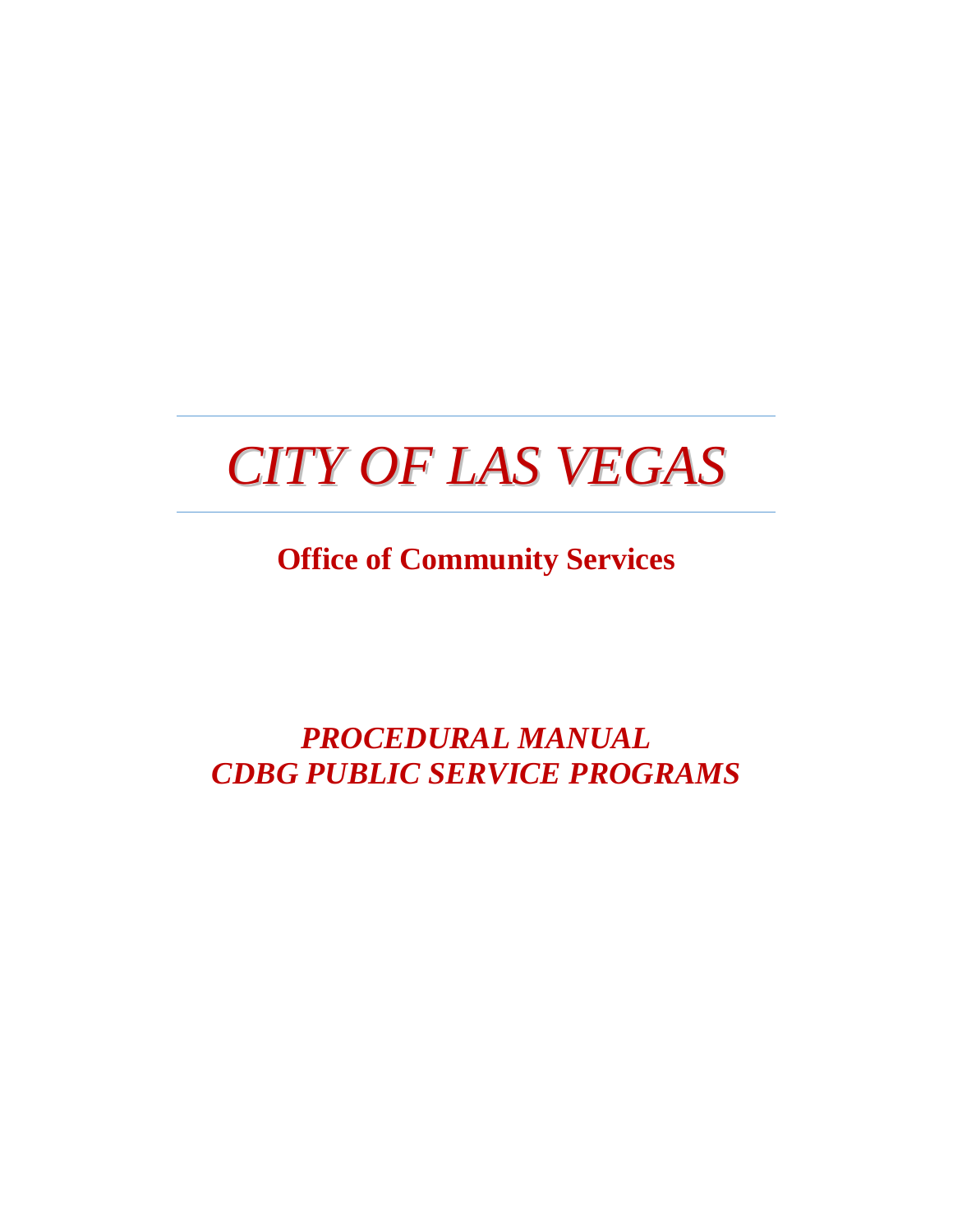# *CITY OF LAS VEGAS*

## Office of Community Services

## *PROCEDURAL MANUAL*
## *CDBG PUBLIC SERVICE PROGRAMS*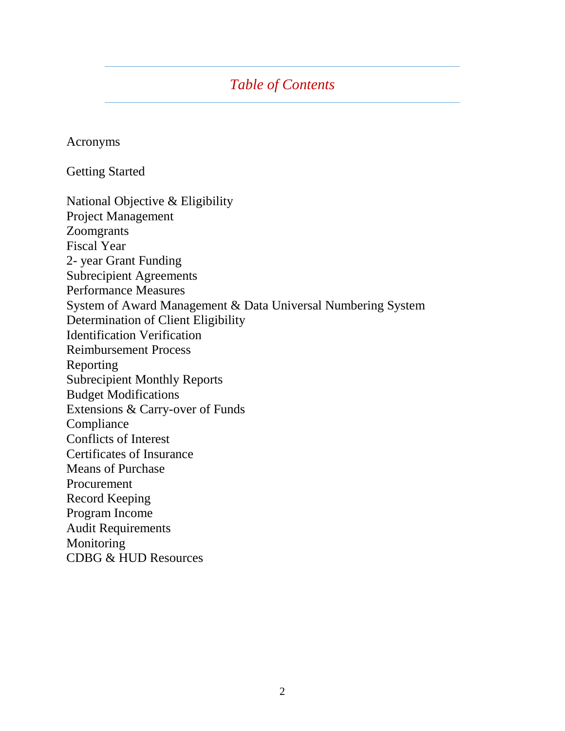# *Table of Contents*

Acronyms

Getting Started

National Objective & Eligibility
Project Management
Zoomgrants
Fiscal Year
2- year Grant Funding
Subrecipient Agreements
Performance Measures
System of Award Management & Data Universal Numbering System
Determination of Client Eligibility
Identification Verification
Reimbursement Process
Reporting
Subrecipient Monthly Reports
Budget Modifications
Extensions & Carry-over of Funds
Compliance
Conflicts of Interest
Certificates of Insurance
Means of Purchase
Procurement
Record Keeping
Program Income
Audit Requirements
Monitoring
CDBG & HUD Resources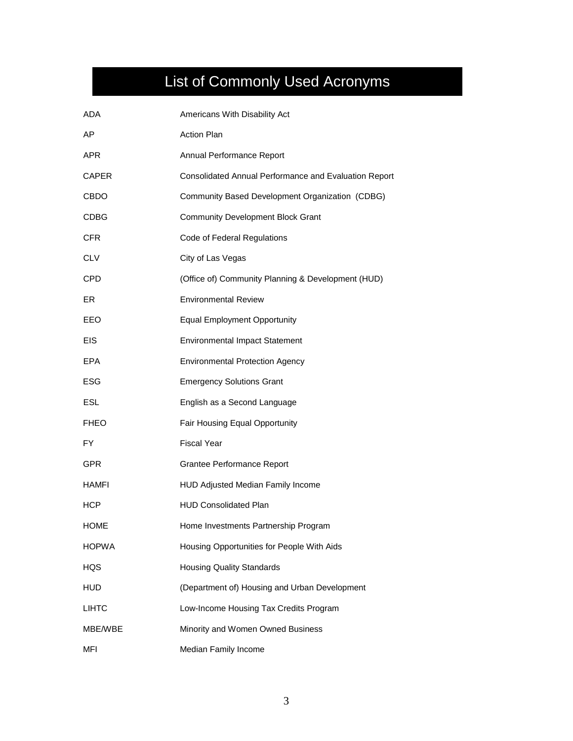# List of Commonly Used Acronyms

| | |
|---|---|
| ADA | Americans With Disability Act |
| AP | Action Plan |
| APR | Annual Performance Report |
| CAPER | Consolidated Annual Performance and Evaluation Report |
| CBDO | Community Based Development Organization (CDBG) |
| CDBG | Community Development Block Grant |
| CFR | Code of Federal Regulations |
| CLV | City of Las Vegas |
| CPD | (Office of) Community Planning & Development (HUD) |
| ER | Environmental Review |
| EEO | Equal Employment Opportunity |
| EIS | Environmental Impact Statement |
| EPA | Environmental Protection Agency |
| ESG | Emergency Solutions Grant |
| ESL | English as a Second Language |
| FHEO | Fair Housing Equal Opportunity |
| FY | Fiscal Year |
| GPR | Grantee Performance Report |
| HAMFI | HUD Adjusted Median Family Income |
| HCP | HUD Consolidated Plan |
| HOME | Home Investments Partnership Program |
| HOPWA | Housing Opportunities for People With Aids |
| HQS | Housing Quality Standards |
| HUD | (Department of) Housing and Urban Development |
| LIHTC | Low-Income Housing Tax Credits Program |
| MBE/WBE | Minority and Women Owned Business |
| MFI | Median Family Income |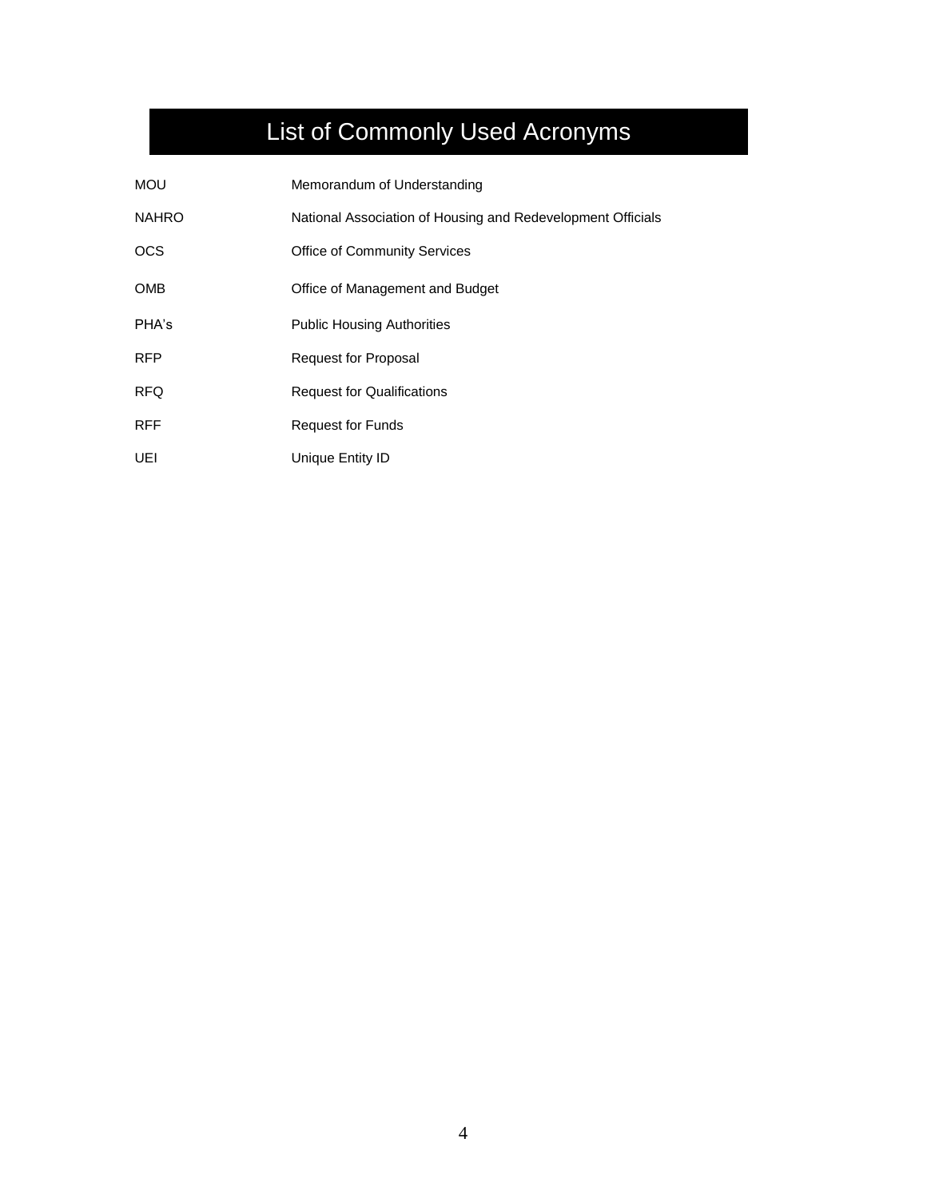# List of Commonly Used Acronyms

| | |
|---|---|
| MOU | Memorandum of Understanding |
| NAHRO | National Association of Housing and Redevelopment Officials |
| OCS | Office of Community Services |
| OMB | Office of Management and Budget |
| PHA's | Public Housing Authorities |
| RFP | Request for Proposal |
| RFQ | Request for Qualifications |
| RFF | Request for Funds |
| UEI | Unique Entity ID |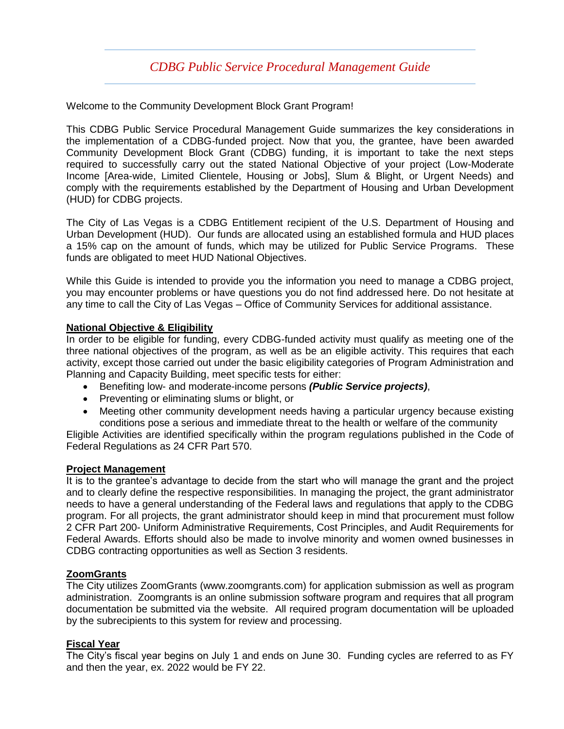# *CDBG Public Service Procedural Management Guide*

Welcome to the Community Development Block Grant Program!

This CDBG Public Service Procedural Management Guide summarizes the key considerations in the implementation of a CDBG-funded project. Now that you, the grantee, have been awarded Community Development Block Grant (CDBG) funding, it is important to take the next steps required to successfully carry out the stated National Objective of your project (Low-Moderate Income [Area-wide, Limited Clientele, Housing or Jobs], Slum & Blight, or Urgent Needs) and comply with the requirements established by the Department of Housing and Urban Development (HUD) for CDBG projects.

The City of Las Vegas is a CDBG Entitlement recipient of the U.S. Department of Housing and Urban Development (HUD). Our funds are allocated using an established formula and HUD places a 15% cap on the amount of funds, which may be utilized for Public Service Programs. These funds are obligated to meet HUD National Objectives.

While this Guide is intended to provide you the information you need to manage a CDBG project, you may encounter problems or have questions you do not find addressed here. Do not hesitate at any time to call the City of Las Vegas – Office of Community Services for additional assistance.

## National Objective & Eligibility

In order to be eligible for funding, every CDBG-funded activity must qualify as meeting one of the three national objectives of the program, as well as be an eligible activity. This requires that each activity, except those carried out under the basic eligibility categories of Program Administration and Planning and Capacity Building, meet specific tests for either:

- Benefiting low- and moderate-income persons ***(Public Service projects)***,
- Preventing or eliminating slums or blight, or
- Meeting other community development needs having a particular urgency because existing conditions pose a serious and immediate threat to the health or welfare of the community

Eligible Activities are identified specifically within the program regulations published in the Code of Federal Regulations as 24 CFR Part 570.

## Project Management

It is to the grantee's advantage to decide from the start who will manage the grant and the project and to clearly define the respective responsibilities. In managing the project, the grant administrator needs to have a general understanding of the Federal laws and regulations that apply to the CDBG program. For all projects, the grant administrator should keep in mind that procurement must follow 2 CFR Part 200- Uniform Administrative Requirements, Cost Principles, and Audit Requirements for Federal Awards. Efforts should also be made to involve minority and women owned businesses in CDBG contracting opportunities as well as Section 3 residents.

## ZoomGrants

The City utilizes ZoomGrants (www.zoomgrants.com) for application submission as well as program administration. Zoomgrants is an online submission software program and requires that all program documentation be submitted via the website. All required program documentation will be uploaded by the subrecipients to this system for review and processing.

## Fiscal Year

The City's fiscal year begins on July 1 and ends on June 30. Funding cycles are referred to as FY and then the year, ex. 2022 would be FY 22.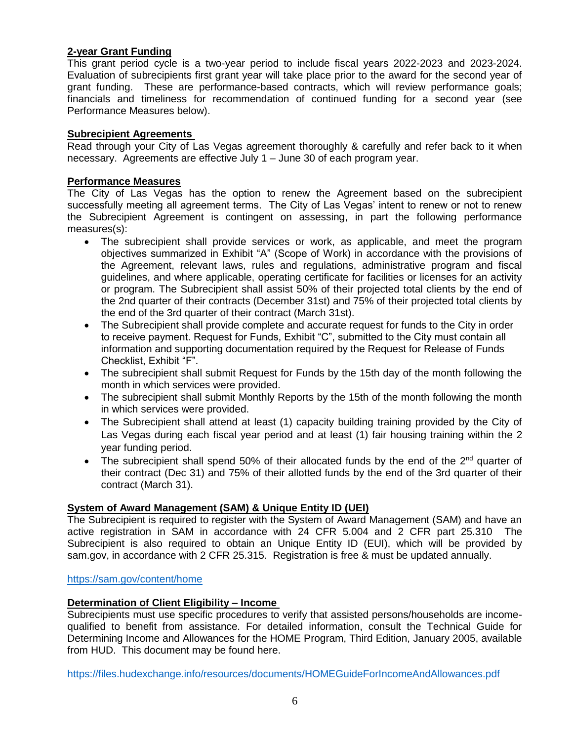**2-year Grant Funding**

This grant period cycle is a two-year period to include fiscal years 2022-2023 and 2023-2024. Evaluation of subrecipients first grant year will take place prior to the award for the second year of grant funding. These are performance-based contracts, which will review performance goals; financials and timeliness for recommendation of continued funding for a second year (see Performance Measures below).

**Subrecipient Agreements**

Read through your City of Las Vegas agreement thoroughly & carefully and refer back to it when necessary. Agreements are effective July 1 – June 30 of each program year.

**Performance Measures**

The City of Las Vegas has the option to renew the Agreement based on the subrecipient successfully meeting all agreement terms. The City of Las Vegas' intent to renew or not to renew the Subrecipient Agreement is contingent on assessing, in part the following performance measures(s):

- The subrecipient shall provide services or work, as applicable, and meet the program objectives summarized in Exhibit "A" (Scope of Work) in accordance with the provisions of the Agreement, relevant laws, rules and regulations, administrative program and fiscal guidelines, and where applicable, operating certificate for facilities or licenses for an activity or program. The Subrecipient shall assist 50% of their projected total clients by the end of the 2nd quarter of their contracts (December 31st) and 75% of their projected total clients by the end of the 3rd quarter of their contract (March 31st).
- The Subrecipient shall provide complete and accurate request for funds to the City in order to receive payment. Request for Funds, Exhibit "C", submitted to the City must contain all information and supporting documentation required by the Request for Release of Funds Checklist, Exhibit "F".
- The subrecipient shall submit Request for Funds by the 15th day of the month following the month in which services were provided.
- The subrecipient shall submit Monthly Reports by the 15th of the month following the month in which services were provided.
- The Subrecipient shall attend at least (1) capacity building training provided by the City of Las Vegas during each fiscal year period and at least (1) fair housing training within the 2 year funding period.
- The subrecipient shall spend 50% of their allocated funds by the end of the 2nd quarter of their contract (Dec 31) and 75% of their allotted funds by the end of the 3rd quarter of their contract (March 31).

**System of Award Management (SAM) & Unique Entity ID (UEI)**

The Subrecipient is required to register with the System of Award Management (SAM) and have an active registration in SAM in accordance with 24 CFR 5.004 and 2 CFR part 25.310 The Subrecipient is also required to obtain an Unique Entity ID (EUI), which will be provided by sam.gov, in accordance with 2 CFR 25.315. Registration is free & must be updated annually.

https://sam.gov/content/home

**Determination of Client Eligibility – Income**

Subrecipients must use specific procedures to verify that assisted persons/households are income-qualified to benefit from assistance. For detailed information, consult the Technical Guide for Determining Income and Allowances for the HOME Program, Third Edition, January 2005, available from HUD. This document may be found here.

https://files.hudexchange.info/resources/documents/HOMEGuideForIncomeAndAllowances.pdf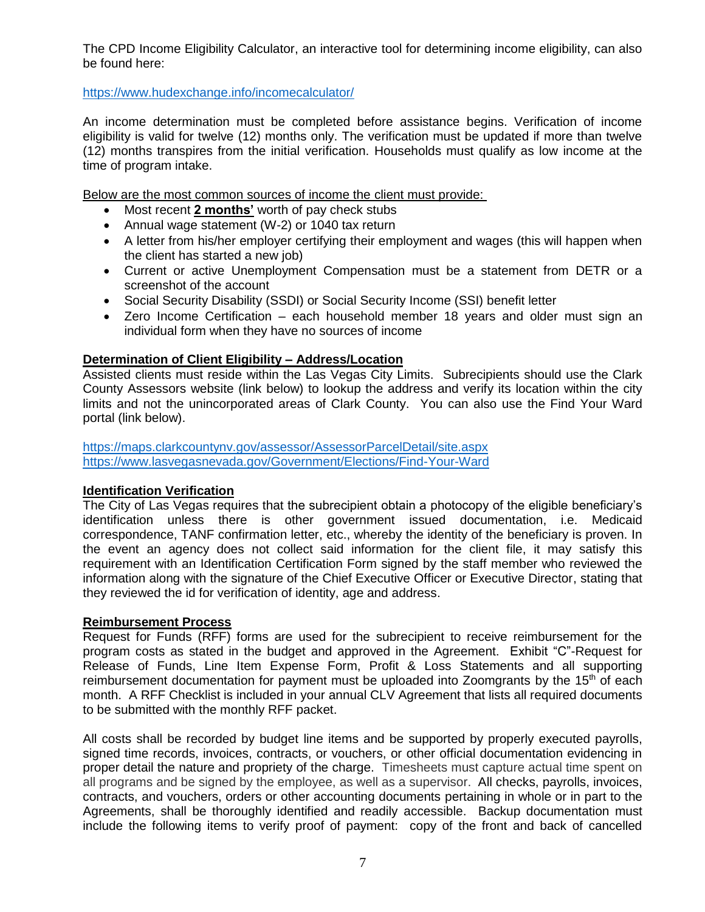The CPD Income Eligibility Calculator, an interactive tool for determining income eligibility, can also be found here:

https://www.hudexchange.info/incomecalculator/

An income determination must be completed before assistance begins. Verification of income eligibility is valid for twelve (12) months only. The verification must be updated if more than twelve (12) months transpires from the initial verification. Households must qualify as low income at the time of program intake.

Below are the most common sources of income the client must provide:

- Most recent **2 months'** worth of pay check stubs
- Annual wage statement (W-2) or 1040 tax return
- A letter from his/her employer certifying their employment and wages (this will happen when the client has started a new job)
- Current or active Unemployment Compensation must be a statement from DETR or a screenshot of the account
- Social Security Disability (SSDI) or Social Security Income (SSI) benefit letter
- Zero Income Certification – each household member 18 years and older must sign an individual form when they have no sources of income

**Determination of Client Eligibility – Address/Location**

Assisted clients must reside within the Las Vegas City Limits. Subrecipients should use the Clark County Assessors website (link below) to lookup the address and verify its location within the city limits and not the unincorporated areas of Clark County. You can also use the Find Your Ward portal (link below).

https://maps.clarkcountynv.gov/assessor/AssessorParcelDetail/site.aspx
https://www.lasvegasnevada.gov/Government/Elections/Find-Your-Ward

**Identification Verification**

The City of Las Vegas requires that the subrecipient obtain a photocopy of the eligible beneficiary's identification unless there is other government issued documentation, i.e. Medicaid correspondence, TANF confirmation letter, etc., whereby the identity of the beneficiary is proven. In the event an agency does not collect said information for the client file, it may satisfy this requirement with an Identification Certification Form signed by the staff member who reviewed the information along with the signature of the Chief Executive Officer or Executive Director, stating that they reviewed the id for verification of identity, age and address.

**Reimbursement Process**

Request for Funds (RFF) forms are used for the subrecipient to receive reimbursement for the program costs as stated in the budget and approved in the Agreement. Exhibit "C"-Request for Release of Funds, Line Item Expense Form, Profit & Loss Statements and all supporting reimbursement documentation for payment must be uploaded into Zoomgrants by the 15th of each month. A RFF Checklist is included in your annual CLV Agreement that lists all required documents to be submitted with the monthly RFF packet.

All costs shall be recorded by budget line items and be supported by properly executed payrolls, signed time records, invoices, contracts, or vouchers, or other official documentation evidencing in proper detail the nature and propriety of the charge. Timesheets must capture actual time spent on all programs and be signed by the employee, as well as a supervisor. All checks, payrolls, invoices, contracts, and vouchers, orders or other accounting documents pertaining in whole or in part to the Agreements, shall be thoroughly identified and readily accessible. Backup documentation must include the following items to verify proof of payment: copy of the front and back of cancelled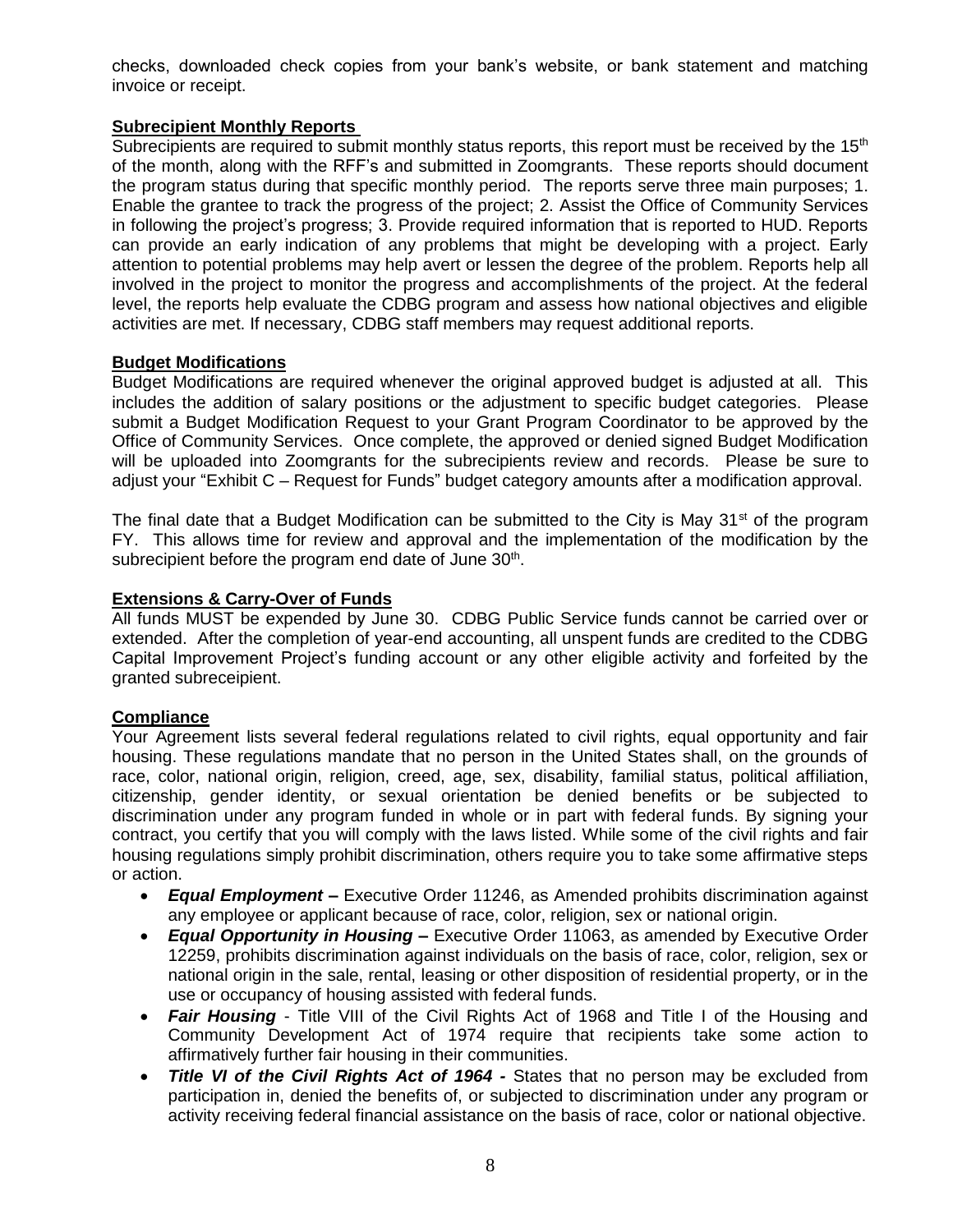checks, downloaded check copies from your bank's website, or bank statement and matching invoice or receipt.

**Subrecipient Monthly Reports**

Subrecipients are required to submit monthly status reports, this report must be received by the 15th of the month, along with the RFF's and submitted in Zoomgrants. These reports should document the program status during that specific monthly period. The reports serve three main purposes; 1. Enable the grantee to track the progress of the project; 2. Assist the Office of Community Services in following the project's progress; 3. Provide required information that is reported to HUD. Reports can provide an early indication of any problems that might be developing with a project. Early attention to potential problems may help avert or lessen the degree of the problem. Reports help all involved in the project to monitor the progress and accomplishments of the project. At the federal level, the reports help evaluate the CDBG program and assess how national objectives and eligible activities are met. If necessary, CDBG staff members may request additional reports.

**Budget Modifications**

Budget Modifications are required whenever the original approved budget is adjusted at all. This includes the addition of salary positions or the adjustment to specific budget categories. Please submit a Budget Modification Request to your Grant Program Coordinator to be approved by the Office of Community Services. Once complete, the approved or denied signed Budget Modification will be uploaded into Zoomgrants for the subrecipients review and records. Please be sure to adjust your "Exhibit C – Request for Funds" budget category amounts after a modification approval.

The final date that a Budget Modification can be submitted to the City is May 31st of the program FY. This allows time for review and approval and the implementation of the modification by the subrecipient before the program end date of June 30th.

**Extensions & Carry-Over of Funds**

All funds MUST be expended by June 30. CDBG Public Service funds cannot be carried over or extended. After the completion of year-end accounting, all unspent funds are credited to the CDBG Capital Improvement Project's funding account or any other eligible activity and forfeited by the granted subreceipient.

**Compliance**

Your Agreement lists several federal regulations related to civil rights, equal opportunity and fair housing. These regulations mandate that no person in the United States shall, on the grounds of race, color, national origin, religion, creed, age, sex, disability, familial status, political affiliation, citizenship, gender identity, or sexual orientation be denied benefits or be subjected to discrimination under any program funded in whole or in part with federal funds. By signing your contract, you certify that you will comply with the laws listed. While some of the civil rights and fair housing regulations simply prohibit discrimination, others require you to take some affirmative steps or action.

- ***Equal Employment –*** Executive Order 11246, as Amended prohibits discrimination against any employee or applicant because of race, color, religion, sex or national origin.
- ***Equal Opportunity in Housing –*** Executive Order 11063, as amended by Executive Order 12259, prohibits discrimination against individuals on the basis of race, color, religion, sex or national origin in the sale, rental, leasing or other disposition of residential property, or in the use or occupancy of housing assisted with federal funds.
- ***Fair Housing*** - Title VIII of the Civil Rights Act of 1968 and Title I of the Housing and Community Development Act of 1974 require that recipients take some action to affirmatively further fair housing in their communities.
- ***Title VI of the Civil Rights Act of 1964 -*** States that no person may be excluded from participation in, denied the benefits of, or subjected to discrimination under any program or activity receiving federal financial assistance on the basis of race, color or national objective.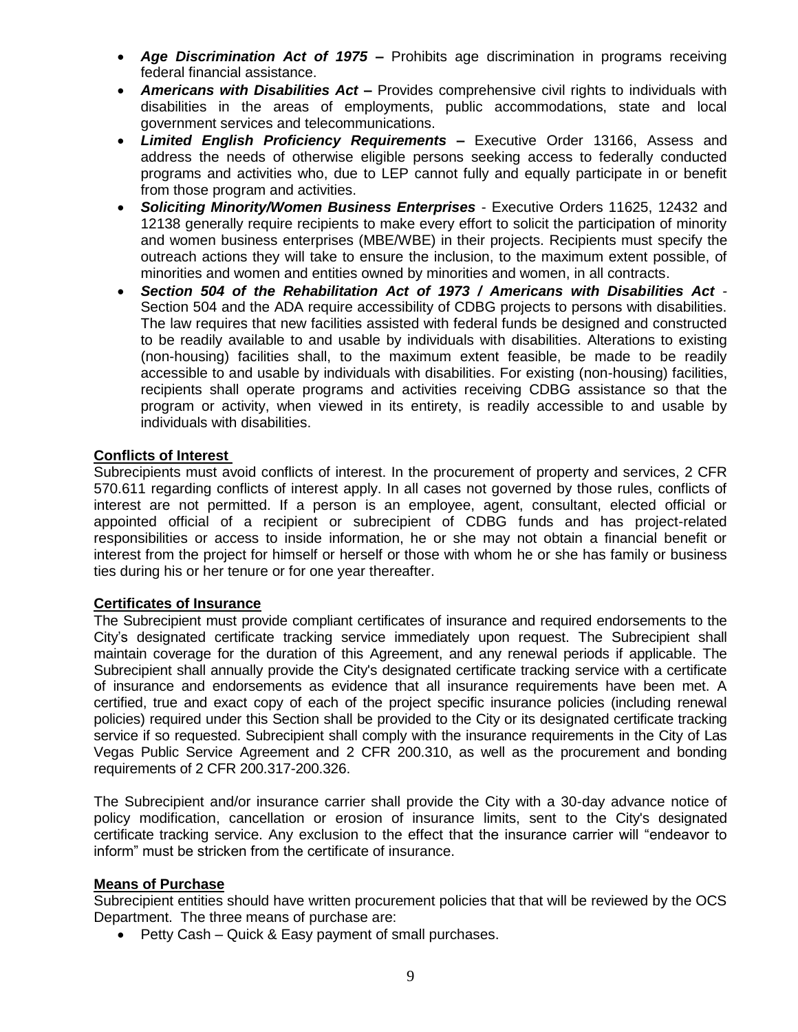- ***Age Discrimination Act of 1975*** **–** Prohibits age discrimination in programs receiving federal financial assistance.
- ***Americans with Disabilities Act*** **–** Provides comprehensive civil rights to individuals with disabilities in the areas of employments, public accommodations, state and local government services and telecommunications.
- ***Limited English Proficiency Requirements*** **–** Executive Order 13166, Assess and address the needs of otherwise eligible persons seeking access to federally conducted programs and activities who, due to LEP cannot fully and equally participate in or benefit from those program and activities.
- ***Soliciting Minority/Women Business Enterprises*** - Executive Orders 11625, 12432 and 12138 generally require recipients to make every effort to solicit the participation of minority and women business enterprises (MBE/WBE) in their projects. Recipients must specify the outreach actions they will take to ensure the inclusion, to the maximum extent possible, of minorities and women and entities owned by minorities and women, in all contracts.
- ***Section 504 of the Rehabilitation Act of 1973 / Americans with Disabilities Act*** - Section 504 and the ADA require accessibility of CDBG projects to persons with disabilities. The law requires that new facilities assisted with federal funds be designed and constructed to be readily available to and usable by individuals with disabilities. Alterations to existing (non-housing) facilities shall, to the maximum extent feasible, be made to be readily accessible to and usable by individuals with disabilities. For existing (non-housing) facilities, recipients shall operate programs and activities receiving CDBG assistance so that the program or activity, when viewed in its entirety, is readily accessible to and usable by individuals with disabilities.

**Conflicts of Interest**

Subrecipients must avoid conflicts of interest. In the procurement of property and services, 2 CFR 570.611 regarding conflicts of interest apply. In all cases not governed by those rules, conflicts of interest are not permitted. If a person is an employee, agent, consultant, elected official or appointed official of a recipient or subrecipient of CDBG funds and has project-related responsibilities or access to inside information, he or she may not obtain a financial benefit or interest from the project for himself or herself or those with whom he or she has family or business ties during his or her tenure or for one year thereafter.

**Certificates of Insurance**

The Subrecipient must provide compliant certificates of insurance and required endorsements to the City's designated certificate tracking service immediately upon request. The Subrecipient shall maintain coverage for the duration of this Agreement, and any renewal periods if applicable. The Subrecipient shall annually provide the City's designated certificate tracking service with a certificate of insurance and endorsements as evidence that all insurance requirements have been met. A certified, true and exact copy of each of the project specific insurance policies (including renewal policies) required under this Section shall be provided to the City or its designated certificate tracking service if so requested. Subrecipient shall comply with the insurance requirements in the City of Las Vegas Public Service Agreement and 2 CFR 200.310, as well as the procurement and bonding requirements of 2 CFR 200.317-200.326.

The Subrecipient and/or insurance carrier shall provide the City with a 30-day advance notice of policy modification, cancellation or erosion of insurance limits, sent to the City's designated certificate tracking service. Any exclusion to the effect that the insurance carrier will "endeavor to inform" must be stricken from the certificate of insurance.

**Means of Purchase**

Subrecipient entities should have written procurement policies that that will be reviewed by the OCS Department. The three means of purchase are:

- Petty Cash – Quick & Easy payment of small purchases.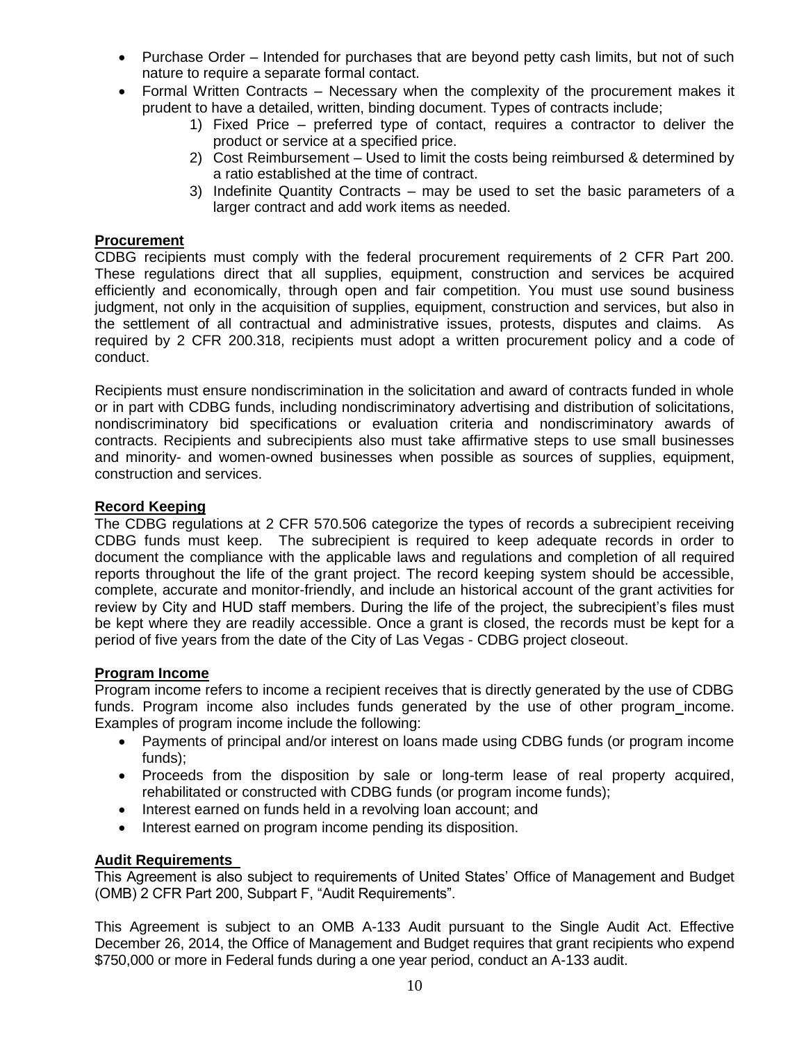- Purchase Order – Intended for purchases that are beyond petty cash limits, but not of such nature to require a separate formal contact.
- Formal Written Contracts – Necessary when the complexity of the procurement makes it prudent to have a detailed, written, binding document. Types of contracts include;
    1) Fixed Price – preferred type of contact, requires a contractor to deliver the product or service at a specified price.
    2) Cost Reimbursement – Used to limit the costs being reimbursed & determined by a ratio established at the time of contract.
    3) Indefinite Quantity Contracts – may be used to set the basic parameters of a larger contract and add work items as needed.

**Procurement**

CDBG recipients must comply with the federal procurement requirements of 2 CFR Part 200. These regulations direct that all supplies, equipment, construction and services be acquired efficiently and economically, through open and fair competition. You must use sound business judgment, not only in the acquisition of supplies, equipment, construction and services, but also in the settlement of all contractual and administrative issues, protests, disputes and claims. As required by 2 CFR 200.318, recipients must adopt a written procurement policy and a code of conduct.

Recipients must ensure nondiscrimination in the solicitation and award of contracts funded in whole or in part with CDBG funds, including nondiscriminatory advertising and distribution of solicitations, nondiscriminatory bid specifications or evaluation criteria and nondiscriminatory awards of contracts. Recipients and subrecipients also must take affirmative steps to use small businesses and minority- and women-owned businesses when possible as sources of supplies, equipment, construction and services.

**Record Keeping**

The CDBG regulations at 2 CFR 570.506 categorize the types of records a subrecipient receiving CDBG funds must keep. The subrecipient is required to keep adequate records in order to document the compliance with the applicable laws and regulations and completion of all required reports throughout the life of the grant project. The record keeping system should be accessible, complete, accurate and monitor-friendly, and include an historical account of the grant activities for review by City and HUD staff members. During the life of the project, the subrecipient's files must be kept where they are readily accessible. Once a grant is closed, the records must be kept for a period of five years from the date of the City of Las Vegas - CDBG project closeout.

**Program Income**

Program income refers to income a recipient receives that is directly generated by the use of CDBG funds. Program income also includes funds generated by the use of other program income. Examples of program income include the following:

- Payments of principal and/or interest on loans made using CDBG funds (or program income funds);
- Proceeds from the disposition by sale or long-term lease of real property acquired, rehabilitated or constructed with CDBG funds (or program income funds);
- Interest earned on funds held in a revolving loan account; and
- Interest earned on program income pending its disposition.

**Audit Requirements**

This Agreement is also subject to requirements of United States' Office of Management and Budget (OMB) 2 CFR Part 200, Subpart F, "Audit Requirements".

This Agreement is subject to an OMB A-133 Audit pursuant to the Single Audit Act. Effective December 26, 2014, the Office of Management and Budget requires that grant recipients who expend $750,000 or more in Federal funds during a one year period, conduct an A-133 audit.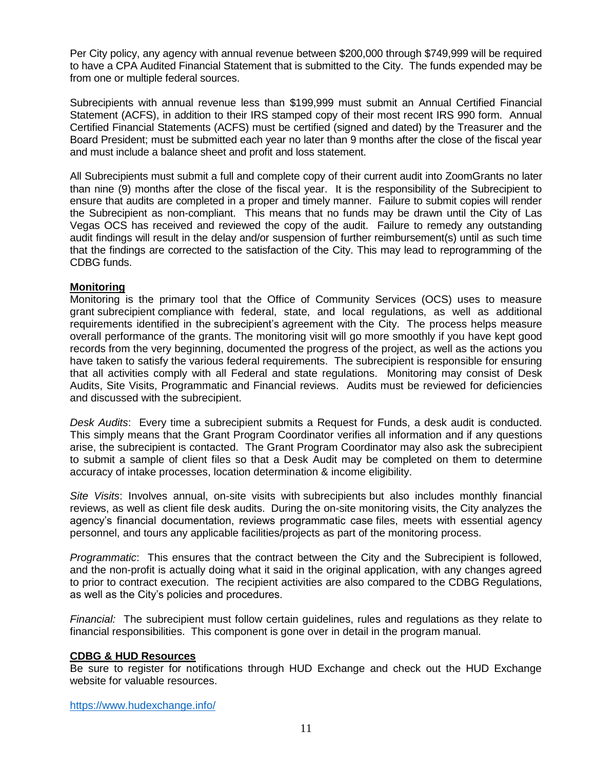Per City policy, any agency with annual revenue between $200,000 through $749,999 will be required to have a CPA Audited Financial Statement that is submitted to the City. The funds expended may be from one or multiple federal sources.

Subrecipients with annual revenue less than $199,999 must submit an Annual Certified Financial Statement (ACFS), in addition to their IRS stamped copy of their most recent IRS 990 form. Annual Certified Financial Statements (ACFS) must be certified (signed and dated) by the Treasurer and the Board President; must be submitted each year no later than 9 months after the close of the fiscal year and must include a balance sheet and profit and loss statement.

All Subrecipients must submit a full and complete copy of their current audit into ZoomGrants no later than nine (9) months after the close of the fiscal year. It is the responsibility of the Subrecipient to ensure that audits are completed in a proper and timely manner. Failure to submit copies will render the Subrecipient as non-compliant. This means that no funds may be drawn until the City of Las Vegas OCS has received and reviewed the copy of the audit. Failure to remedy any outstanding audit findings will result in the delay and/or suspension of further reimbursement(s) until as such time that the findings are corrected to the satisfaction of the City. This may lead to reprogramming of the CDBG funds.

**Monitoring**

Monitoring is the primary tool that the Office of Community Services (OCS) uses to measure grant subrecipient compliance with federal, state, and local regulations, as well as additional requirements identified in the subrecipient's agreement with the City. The process helps measure overall performance of the grants. The monitoring visit will go more smoothly if you have kept good records from the very beginning, documented the progress of the project, as well as the actions you have taken to satisfy the various federal requirements. The subrecipient is responsible for ensuring that all activities comply with all Federal and state regulations. Monitoring may consist of Desk Audits, Site Visits, Programmatic and Financial reviews. Audits must be reviewed for deficiencies and discussed with the subrecipient.

*Desk Audits*: Every time a subrecipient submits a Request for Funds, a desk audit is conducted. This simply means that the Grant Program Coordinator verifies all information and if any questions arise, the subrecipient is contacted. The Grant Program Coordinator may also ask the subrecipient to submit a sample of client files so that a Desk Audit may be completed on them to determine accuracy of intake processes, location determination & income eligibility.

*Site Visits*: Involves annual, on-site visits with subrecipients but also includes monthly financial reviews, as well as client file desk audits. During the on-site monitoring visits, the City analyzes the agency's financial documentation, reviews programmatic case files, meets with essential agency personnel, and tours any applicable facilities/projects as part of the monitoring process.

*Programmatic*: This ensures that the contract between the City and the Subrecipient is followed, and the non-profit is actually doing what it said in the original application, with any changes agreed to prior to contract execution. The recipient activities are also compared to the CDBG Regulations, as well as the City's policies and procedures.

*Financial:* The subrecipient must follow certain guidelines, rules and regulations as they relate to financial responsibilities. This component is gone over in detail in the program manual.

**CDBG & HUD Resources**

Be sure to register for notifications through HUD Exchange and check out the HUD Exchange website for valuable resources.

https://www.hudexchange.info/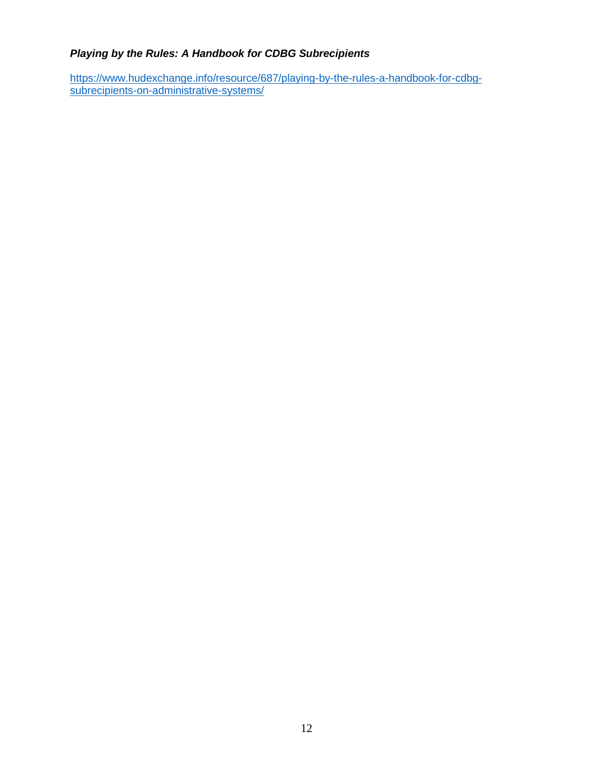***Playing by the Rules: A Handbook for CDBG Subrecipients***

https://www.hudexchange.info/resource/687/playing-by-the-rules-a-handbook-for-cdbg-subrecipients-on-administrative-systems/